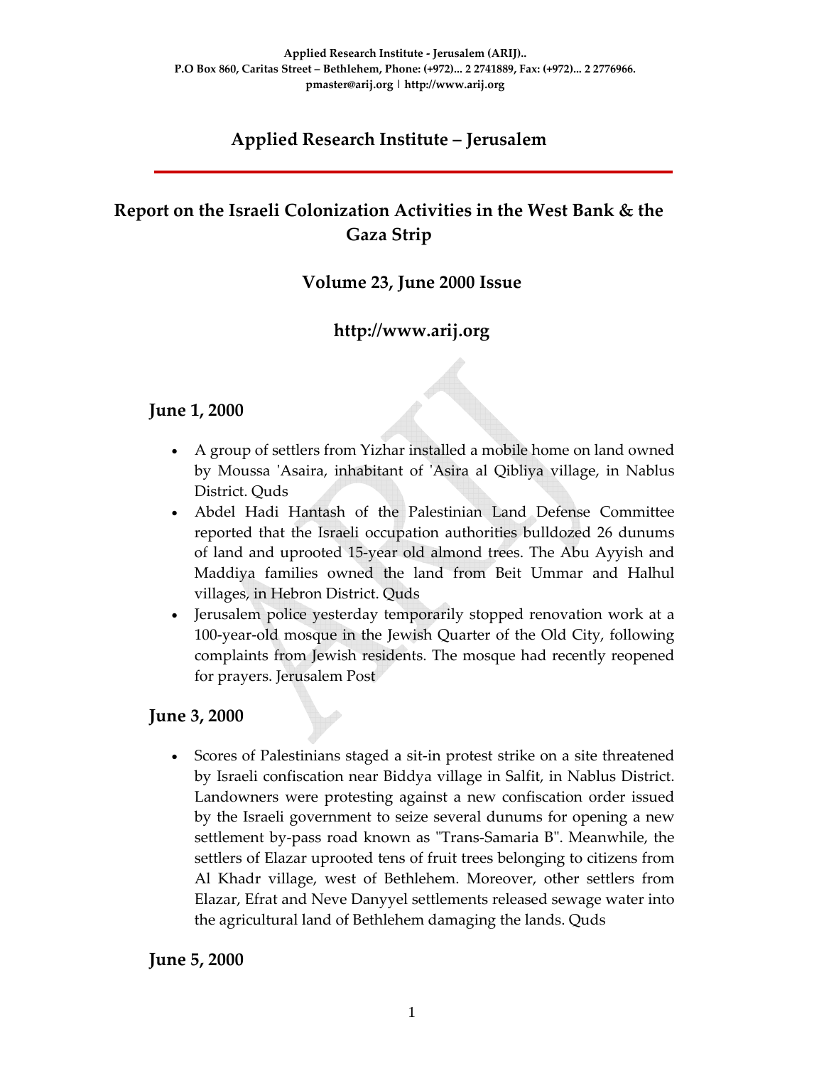Applied Research Institute - Jerusalem (ARIJ)..
P.O Box 860, Caritas Street – Bethlehem, Phone: (+972)... 2 2741889, Fax: (+972)... 2 2776966.
pmaster@arij.org | http://www.arij.org

# Applied Research Institute – Jerusalem

## Report on the Israeli Colonization Activities in the West Bank & the Gaza Strip

### Volume 23, June 2000 Issue

### http://www.arij.org

## June 1, 2000

- A group of settlers from Yizhar installed a mobile home on land owned by Moussa 'Asaira, inhabitant of 'Asira al Qibliya village, in Nablus District. Quds
- Abdel Hadi Hantash of the Palestinian Land Defense Committee reported that the Israeli occupation authorities bulldozed 26 dunums of land and uprooted 15-year old almond trees. The Abu Ayyish and Maddiya families owned the land from Beit Ummar and Halhul villages, in Hebron District. Quds
- Jerusalem police yesterday temporarily stopped renovation work at a 100-year-old mosque in the Jewish Quarter of the Old City, following complaints from Jewish residents. The mosque had recently reopened for prayers. Jerusalem Post

## June 3, 2000

- Scores of Palestinians staged a sit-in protest strike on a site threatened by Israeli confiscation near Biddya village in Salfit, in Nablus District. Landowners were protesting against a new confiscation order issued by the Israeli government to seize several dunums for opening a new settlement by-pass road known as "Trans-Samaria B". Meanwhile, the settlers of Elazar uprooted tens of fruit trees belonging to citizens from Al Khadr village, west of Bethlehem. Moreover, other settlers from Elazar, Efrat and Neve Danyyel settlements released sewage water into the agricultural land of Bethlehem damaging the lands. Quds

## June 5, 2000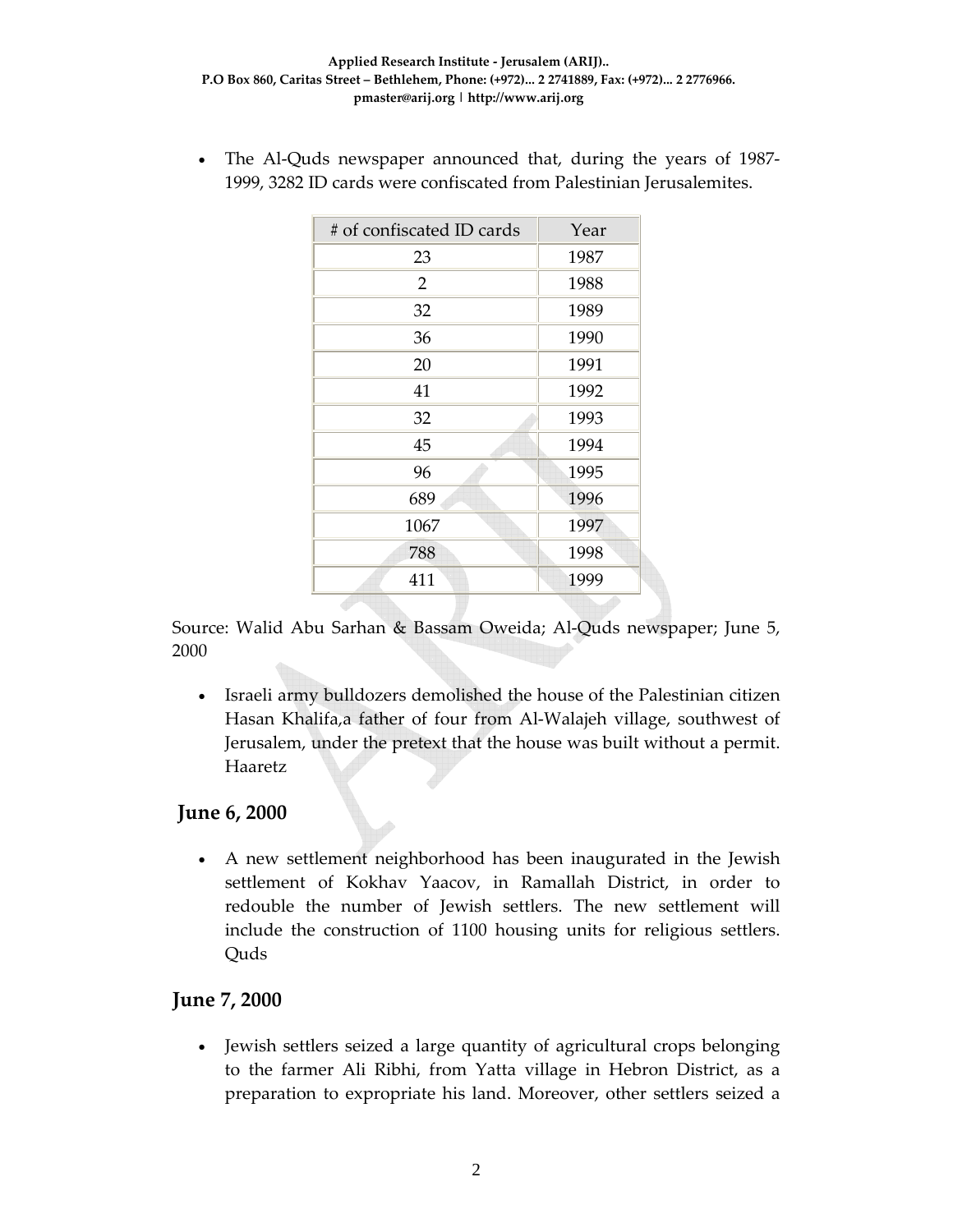- The Al-Quds newspaper announced that, during the years of 1987-1999, 3282 ID cards were confiscated from Palestinian Jerusalemites.

| # of confiscated ID cards | Year |
| --- | --- |
| 23 | 1987 |
| 2 | 1988 |
| 32 | 1989 |
| 36 | 1990 |
| 20 | 1991 |
| 41 | 1992 |
| 32 | 1993 |
| 45 | 1994 |
| 96 | 1995 |
| 689 | 1996 |
| 1067 | 1997 |
| 788 | 1998 |
| 411 | 1999 |

Source: Walid Abu Sarhan & Bassam Oweida; Al-Quds newspaper; June 5, 2000

- Israeli army bulldozers demolished the house of the Palestinian citizen Hasan Khalifa,a father of four from Al-Walajeh village, southwest of Jerusalem, under the pretext that the house was built without a permit. Haaretz

## June 6, 2000

- A new settlement neighborhood has been inaugurated in the Jewish settlement of Kokhav Yaacov, in Ramallah District, in order to redouble the number of Jewish settlers. The new settlement will include the construction of 1100 housing units for religious settlers. Quds

## June 7, 2000

- Jewish settlers seized a large quantity of agricultural crops belonging to the farmer Ali Ribhi, from Yatta village in Hebron District, as a preparation to expropriate his land. Moreover, other settlers seized a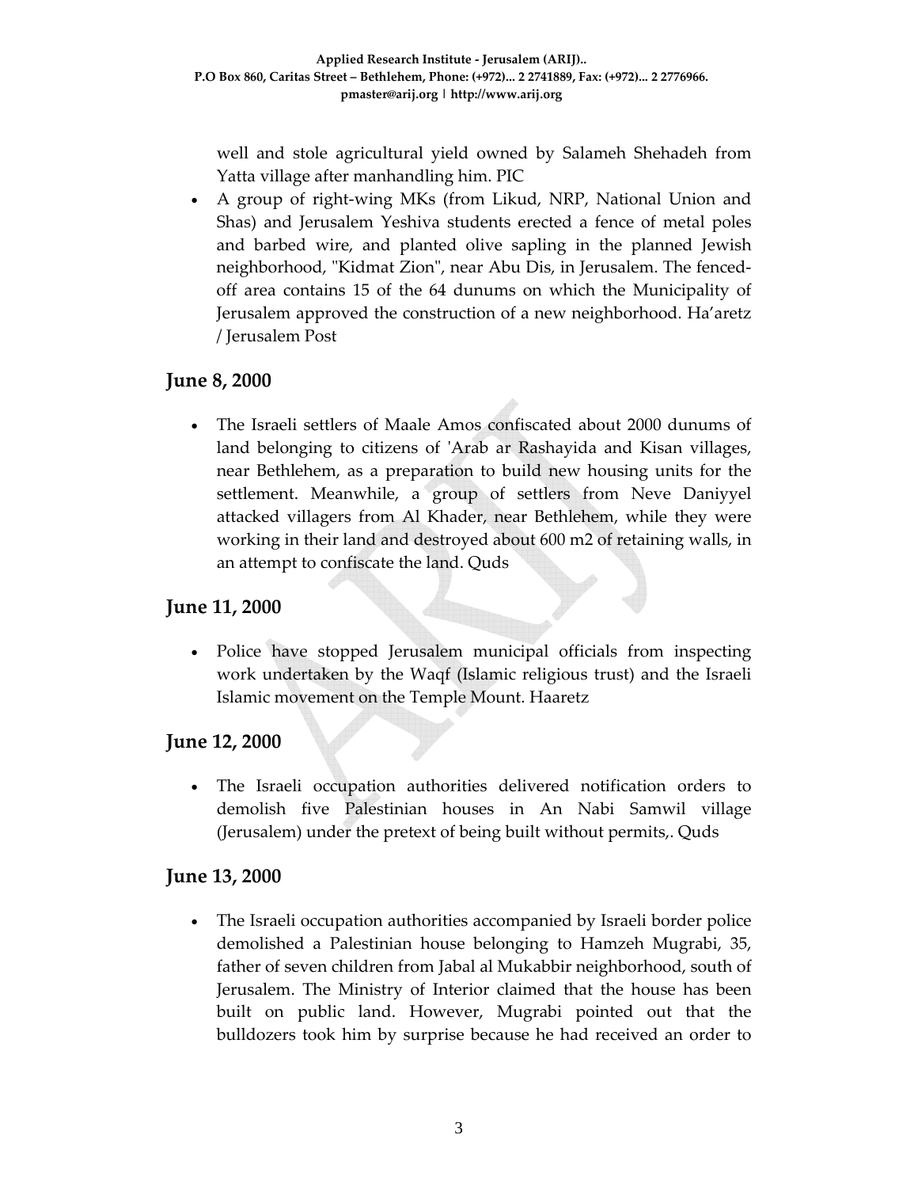well and stole agricultural yield owned by Salameh Shehadeh from Yatta village after manhandling him. PIC

- A group of right-wing MKs (from Likud, NRP, National Union and Shas) and Jerusalem Yeshiva students erected a fence of metal poles and barbed wire, and planted olive sapling in the planned Jewish neighborhood, "Kidmat Zion", near Abu Dis, in Jerusalem. The fenced-off area contains 15 of the 64 dunums on which the Municipality of Jerusalem approved the construction of a new neighborhood. Ha'aretz / Jerusalem Post

## June 8, 2000

- The Israeli settlers of Maale Amos confiscated about 2000 dunums of land belonging to citizens of 'Arab ar Rashayida and Kisan villages, near Bethlehem, as a preparation to build new housing units for the settlement. Meanwhile, a group of settlers from Neve Daniyyel attacked villagers from Al Khader, near Bethlehem, while they were working in their land and destroyed about 600 m2 of retaining walls, in an attempt to confiscate the land. Quds

## June 11, 2000

- Police have stopped Jerusalem municipal officials from inspecting work undertaken by the Waqf (Islamic religious trust) and the Israeli Islamic movement on the Temple Mount. Haaretz

## June 12, 2000

- The Israeli occupation authorities delivered notification orders to demolish five Palestinian houses in An Nabi Samwil village (Jerusalem) under the pretext of being built without permits,. Quds

## June 13, 2000

- The Israeli occupation authorities accompanied by Israeli border police demolished a Palestinian house belonging to Hamzeh Mugrabi, 35, father of seven children from Jabal al Mukabbir neighborhood, south of Jerusalem. The Ministry of Interior claimed that the house has been built on public land. However, Mugrabi pointed out that the bulldozers took him by surprise because he had received an order to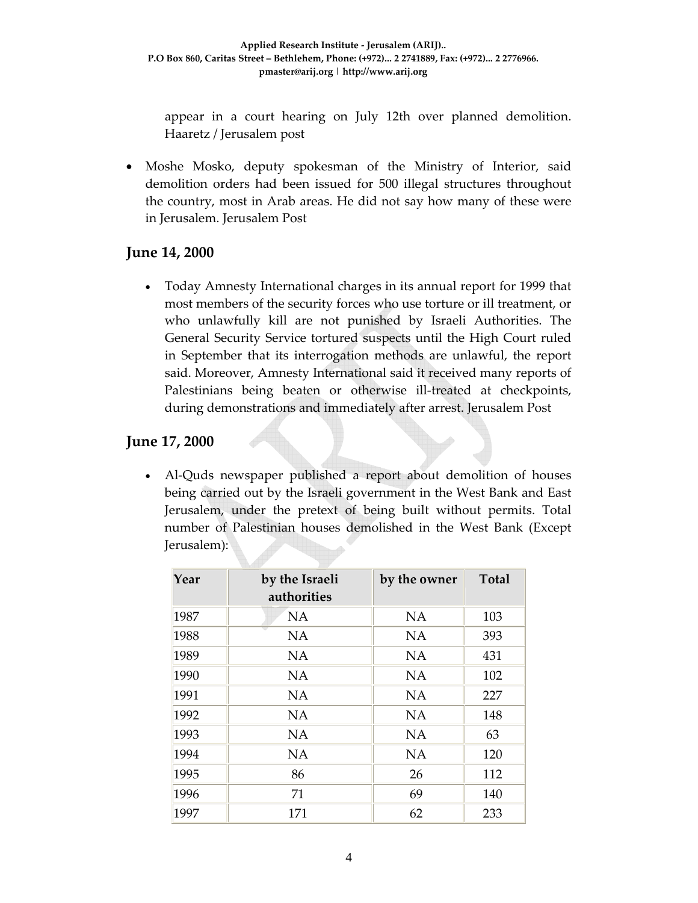appear in a court hearing on July 12th over planned demolition. Haaretz / Jerusalem post

- Moshe Mosko, deputy spokesman of the Ministry of Interior, said demolition orders had been issued for 500 illegal structures throughout the country, most in Arab areas. He did not say how many of these were in Jerusalem. Jerusalem Post

## June 14, 2000

- Today Amnesty International charges in its annual report for 1999 that most members of the security forces who use torture or ill treatment, or who unlawfully kill are not punished by Israeli Authorities. The General Security Service tortured suspects until the High Court ruled in September that its interrogation methods are unlawful, the report said. Moreover, Amnesty International said it received many reports of Palestinians being beaten or otherwise ill-treated at checkpoints, during demonstrations and immediately after arrest. Jerusalem Post

## June 17, 2000

- Al-Quds newspaper published a report about demolition of houses being carried out by the Israeli government in the West Bank and East Jerusalem, under the pretext of being built without permits. Total number of Palestinian houses demolished in the West Bank (Except Jerusalem):

| Year | by the Israeli authorities | by the owner | Total |
|---|---|---|---|
| 1987 | NA | NA | 103 |
| 1988 | NA | NA | 393 |
| 1989 | NA | NA | 431 |
| 1990 | NA | NA | 102 |
| 1991 | NA | NA | 227 |
| 1992 | NA | NA | 148 |
| 1993 | NA | NA | 63 |
| 1994 | NA | NA | 120 |
| 1995 | 86 | 26 | 112 |
| 1996 | 71 | 69 | 140 |
| 1997 | 171 | 62 | 233 |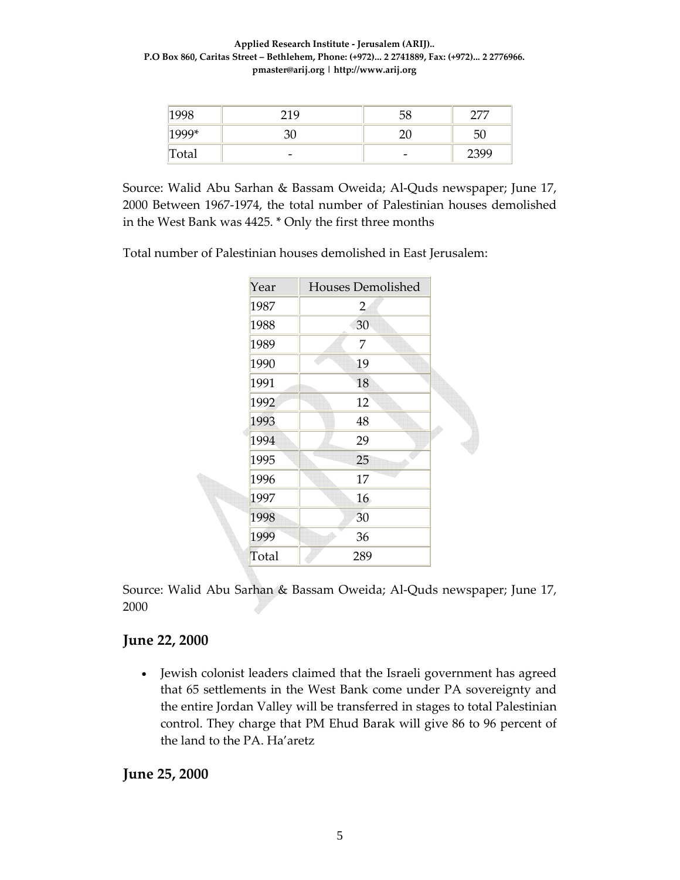| 1998 | 219 | 58 | 277 |
|---|---|---|---|
| 1999* | 30 | 20 | 50 |
| Total | - | - | 2399 |

Source: Walid Abu Sarhan & Bassam Oweida; Al-Quds newspaper; June 17, 2000 Between 1967-1974, the total number of Palestinian houses demolished in the West Bank was 4425. * Only the first three months

Total number of Palestinian houses demolished in East Jerusalem:

| Year | Houses Demolished |
|---|---|
| 1987 | 2 |
| 1988 | 30 |
| 1989 | 7 |
| 1990 | 19 |
| 1991 | 18 |
| 1992 | 12 |
| 1993 | 48 |
| 1994 | 29 |
| 1995 | 25 |
| 1996 | 17 |
| 1997 | 16 |
| 1998 | 30 |
| 1999 | 36 |
| Total | 289 |

Source: Walid Abu Sarhan & Bassam Oweida; Al-Quds newspaper; June 17, 2000

## June 22, 2000

- Jewish colonist leaders claimed that the Israeli government has agreed that 65 settlements in the West Bank come under PA sovereignty and the entire Jordan Valley will be transferred in stages to total Palestinian control. They charge that PM Ehud Barak will give 86 to 96 percent of the land to the PA. Ha'aretz

## June 25, 2000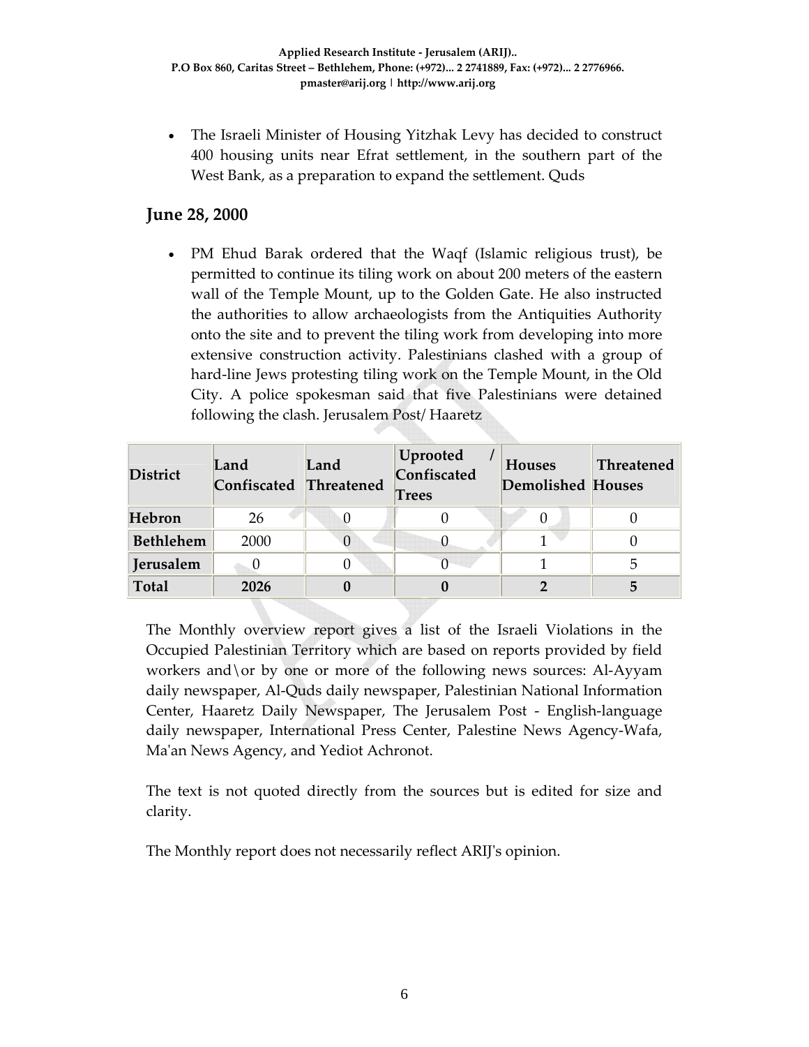- The Israeli Minister of Housing Yitzhak Levy has decided to construct 400 housing units near Efrat settlement, in the southern part of the West Bank, as a preparation to expand the settlement. Quds

## June 28, 2000

- PM Ehud Barak ordered that the Waqf (Islamic religious trust), be permitted to continue its tiling work on about 200 meters of the eastern wall of the Temple Mount, up to the Golden Gate. He also instructed the authorities to allow archaeologists from the Antiquities Authority onto the site and to prevent the tiling work from developing into more extensive construction activity. Palestinians clashed with a group of hard-line Jews protesting tiling work on the Temple Mount, in the Old City. A police spokesman said that five Palestinians were detained following the clash. Jerusalem Post/ Haaretz

| District | Land Confiscated | Land Threatened | Uprooted / Confiscated Trees | Houses Demolished | Threatened Houses |
|---|---|---|---|---|---|
| **Hebron** | 26 | 0 | 0 | 0 | 0 |
| **Bethlehem** | 2000 | 0 | 0 | 1 | 0 |
| **Jerusalem** | 0 | 0 | 0 | 1 | 5 |
| **Total** | **2026** | **0** | **0** | **2** | **5** |

The Monthly overview report gives a list of the Israeli Violations in the Occupied Palestinian Territory which are based on reports provided by field workers and\or by one or more of the following news sources: Al-Ayyam daily newspaper, Al-Quds daily newspaper, Palestinian National Information Center, Haaretz Daily Newspaper, The Jerusalem Post - English-language daily newspaper, International Press Center, Palestine News Agency-Wafa, Ma'an News Agency, and Yediot Achronot.

The text is not quoted directly from the sources but is edited for size and clarity.

The Monthly report does not necessarily reflect ARIJ's opinion.